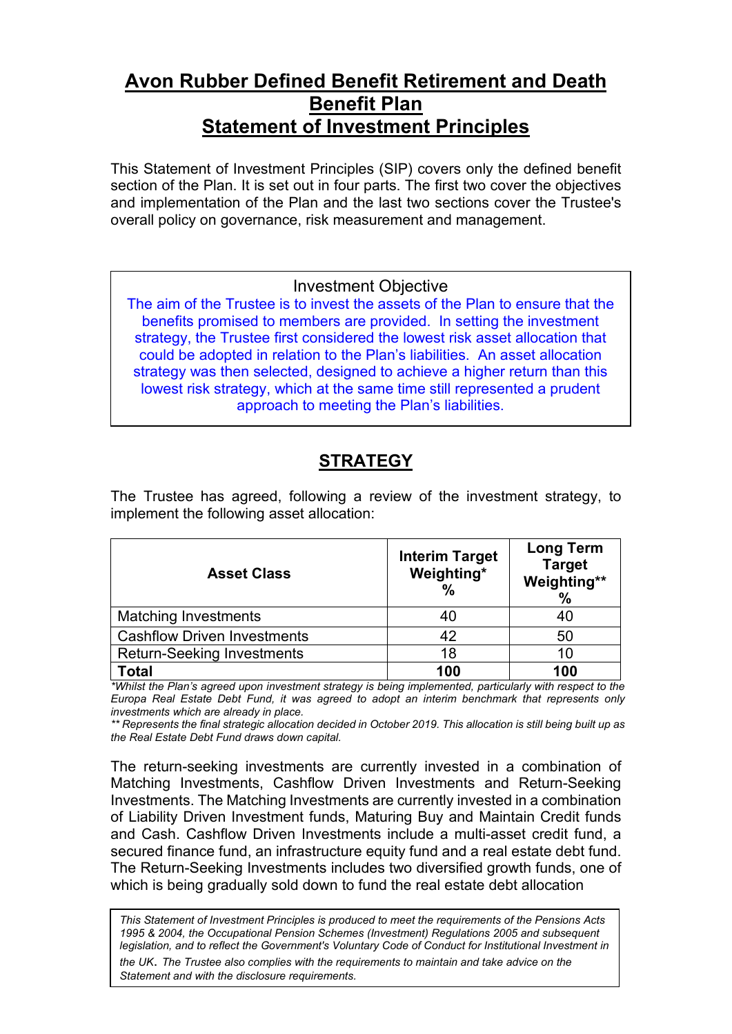# Avon Rubber Defined Benefit Retirement and Death Benefit Plan
# Statement of Investment Principles

This Statement of Investment Principles (SIP) covers only the defined benefit section of the Plan. It is set out in four parts. The first two cover the objectives and implementation of the Plan and the last two sections cover the Trustee's overall policy on governance, risk measurement and management.

> Investment Objective
>
> The aim of the Trustee is to invest the assets of the Plan to ensure that the benefits promised to members are provided. In setting the investment strategy, the Trustee first considered the lowest risk asset allocation that could be adopted in relation to the Plan's liabilities. An asset allocation strategy was then selected, designed to achieve a higher return than this lowest risk strategy, which at the same time still represented a prudent approach to meeting the Plan's liabilities.

## STRATEGY

The Trustee has agreed, following a review of the investment strategy, to implement the following asset allocation:

| Asset Class | Interim Target Weighting* % | Long Term Target Weighting** % |
|---|---|---|
| Matching Investments | 40 | 40 |
| Cashflow Driven Investments | 42 | 50 |
| Return-Seeking Investments | 18 | 10 |
| **Total** | **100** | **100** |

*\*Whilst the Plan's agreed upon investment strategy is being implemented, particularly with respect to the Europa Real Estate Debt Fund, it was agreed to adopt an interim benchmark that represents only investments which are already in place.*

*\*\* Represents the final strategic allocation decided in October 2019. This allocation is still being built up as the Real Estate Debt Fund draws down capital.*

The return-seeking investments are currently invested in a combination of Matching Investments, Cashflow Driven Investments and Return-Seeking Investments. The Matching Investments are currently invested in a combination of Liability Driven Investment funds, Maturing Buy and Maintain Credit funds and Cash. Cashflow Driven Investments include a multi-asset credit fund, a secured finance fund, an infrastructure equity fund and a real estate debt fund. The Return-Seeking Investments includes two diversified growth funds, one of which is being gradually sold down to fund the real estate debt allocation

*This Statement of Investment Principles is produced to meet the requirements of the Pensions Acts 1995 & 2004, the Occupational Pension Schemes (Investment) Regulations 2005 and subsequent legislation, and to reflect the Government's Voluntary Code of Conduct for Institutional Investment in the UK. The Trustee also complies with the requirements to maintain and take advice on the Statement and with the disclosure requirements.*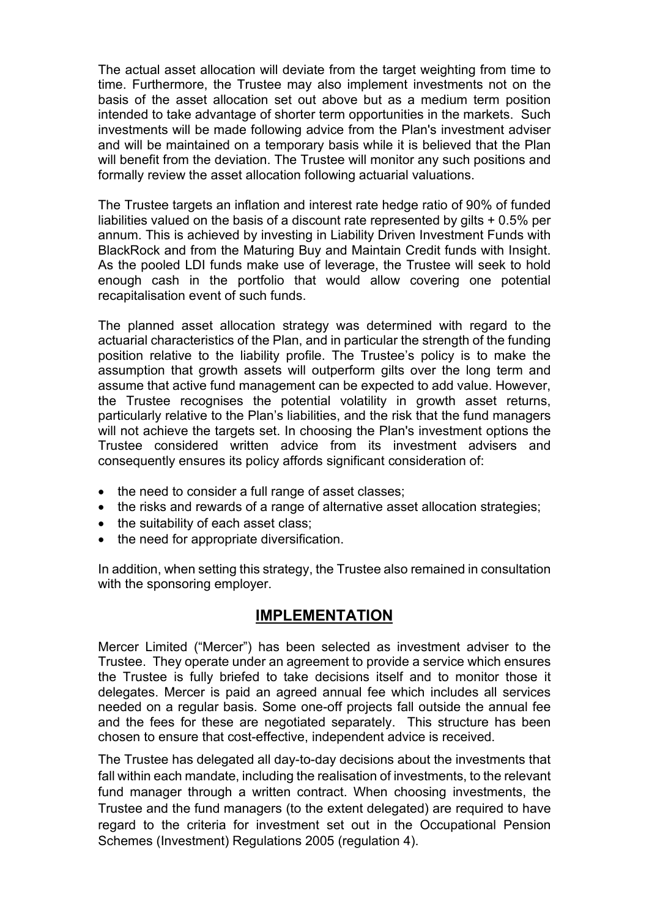The actual asset allocation will deviate from the target weighting from time to time. Furthermore, the Trustee may also implement investments not on the basis of the asset allocation set out above but as a medium term position intended to take advantage of shorter term opportunities in the markets. Such investments will be made following advice from the Plan's investment adviser and will be maintained on a temporary basis while it is believed that the Plan will benefit from the deviation. The Trustee will monitor any such positions and formally review the asset allocation following actuarial valuations.

The Trustee targets an inflation and interest rate hedge ratio of 90% of funded liabilities valued on the basis of a discount rate represented by gilts + 0.5% per annum. This is achieved by investing in Liability Driven Investment Funds with BlackRock and from the Maturing Buy and Maintain Credit funds with Insight. As the pooled LDI funds make use of leverage, the Trustee will seek to hold enough cash in the portfolio that would allow covering one potential recapitalisation event of such funds.

The planned asset allocation strategy was determined with regard to the actuarial characteristics of the Plan, and in particular the strength of the funding position relative to the liability profile. The Trustee's policy is to make the assumption that growth assets will outperform gilts over the long term and assume that active fund management can be expected to add value. However, the Trustee recognises the potential volatility in growth asset returns, particularly relative to the Plan's liabilities, and the risk that the fund managers will not achieve the targets set. In choosing the Plan's investment options the Trustee considered written advice from its investment advisers and consequently ensures its policy affords significant consideration of:

- the need to consider a full range of asset classes;
- the risks and rewards of a range of alternative asset allocation strategies;
- the suitability of each asset class;
- the need for appropriate diversification.

In addition, when setting this strategy, the Trustee also remained in consultation with the sponsoring employer.

## IMPLEMENTATION

Mercer Limited ("Mercer") has been selected as investment adviser to the Trustee. They operate under an agreement to provide a service which ensures the Trustee is fully briefed to take decisions itself and to monitor those it delegates. Mercer is paid an agreed annual fee which includes all services needed on a regular basis. Some one-off projects fall outside the annual fee and the fees for these are negotiated separately. This structure has been chosen to ensure that cost-effective, independent advice is received.

The Trustee has delegated all day-to-day decisions about the investments that fall within each mandate, including the realisation of investments, to the relevant fund manager through a written contract. When choosing investments, the Trustee and the fund managers (to the extent delegated) are required to have regard to the criteria for investment set out in the Occupational Pension Schemes (Investment) Regulations 2005 (regulation 4).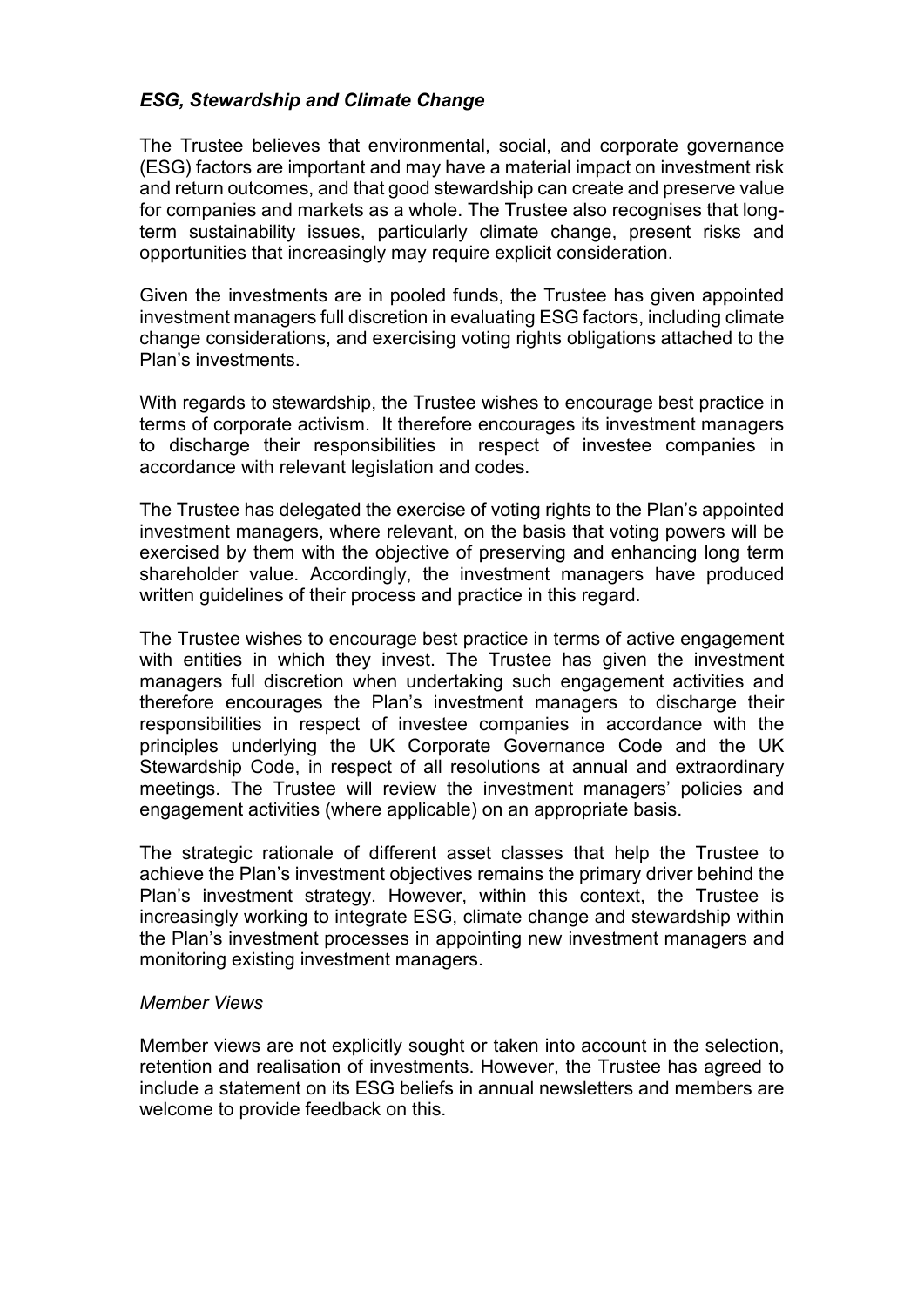### *ESG, Stewardship and Climate Change*

The Trustee believes that environmental, social, and corporate governance (ESG) factors are important and may have a material impact on investment risk and return outcomes, and that good stewardship can create and preserve value for companies and markets as a whole. The Trustee also recognises that long-term sustainability issues, particularly climate change, present risks and opportunities that increasingly may require explicit consideration.

Given the investments are in pooled funds, the Trustee has given appointed investment managers full discretion in evaluating ESG factors, including climate change considerations, and exercising voting rights obligations attached to the Plan's investments.

With regards to stewardship, the Trustee wishes to encourage best practice in terms of corporate activism. It therefore encourages its investment managers to discharge their responsibilities in respect of investee companies in accordance with relevant legislation and codes.

The Trustee has delegated the exercise of voting rights to the Plan's appointed investment managers, where relevant, on the basis that voting powers will be exercised by them with the objective of preserving and enhancing long term shareholder value. Accordingly, the investment managers have produced written guidelines of their process and practice in this regard.

The Trustee wishes to encourage best practice in terms of active engagement with entities in which they invest. The Trustee has given the investment managers full discretion when undertaking such engagement activities and therefore encourages the Plan's investment managers to discharge their responsibilities in respect of investee companies in accordance with the principles underlying the UK Corporate Governance Code and the UK Stewardship Code, in respect of all resolutions at annual and extraordinary meetings. The Trustee will review the investment managers' policies and engagement activities (where applicable) on an appropriate basis.

The strategic rationale of different asset classes that help the Trustee to achieve the Plan's investment objectives remains the primary driver behind the Plan's investment strategy. However, within this context, the Trustee is increasingly working to integrate ESG, climate change and stewardship within the Plan's investment processes in appointing new investment managers and monitoring existing investment managers.

### *Member Views*

Member views are not explicitly sought or taken into account in the selection, retention and realisation of investments. However, the Trustee has agreed to include a statement on its ESG beliefs in annual newsletters and members are welcome to provide feedback on this.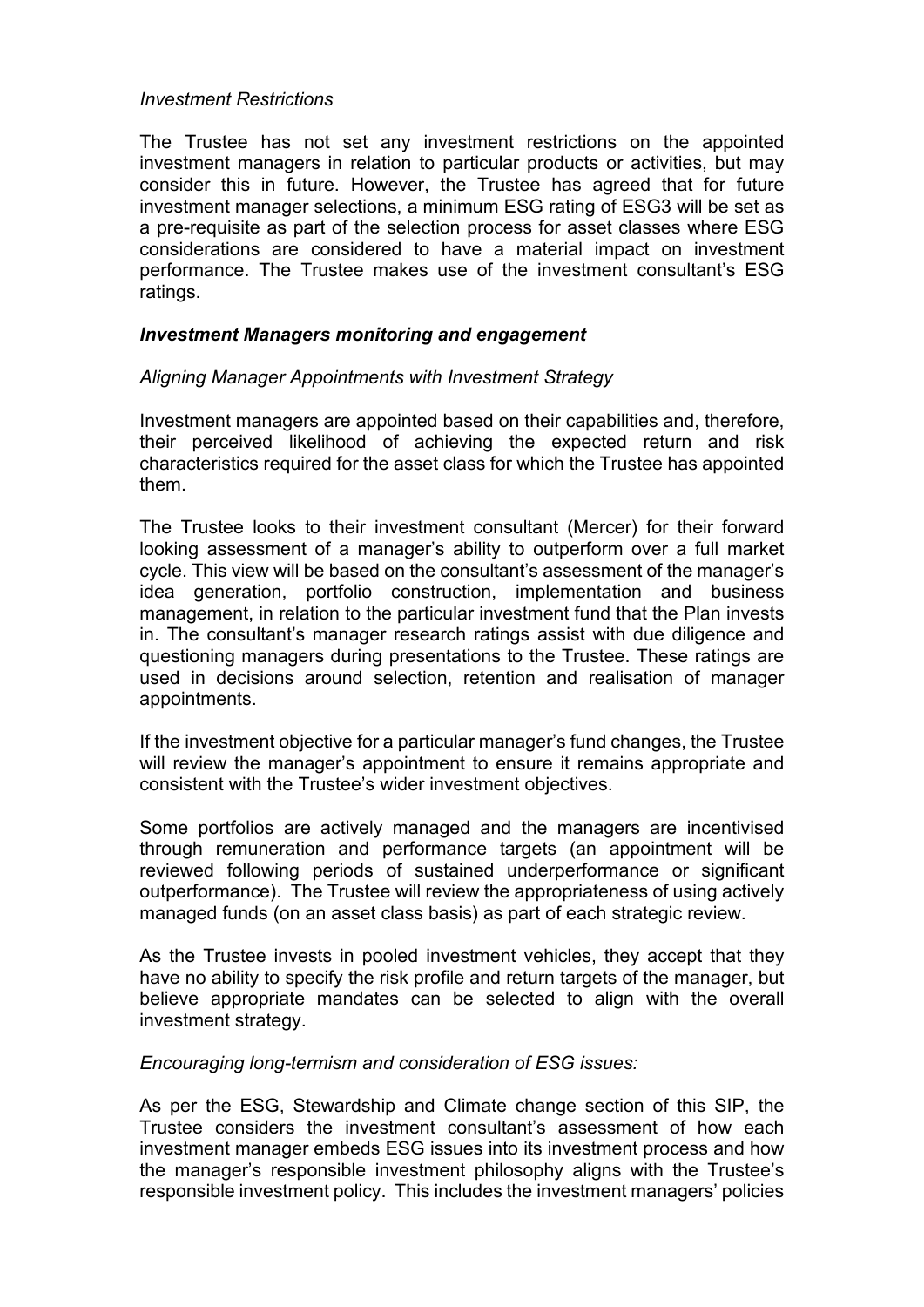*Investment Restrictions*

The Trustee has not set any investment restrictions on the appointed investment managers in relation to particular products or activities, but may consider this in future. However, the Trustee has agreed that for future investment manager selections, a minimum ESG rating of ESG3 will be set as a pre-requisite as part of the selection process for asset classes where ESG considerations are considered to have a material impact on investment performance. The Trustee makes use of the investment consultant's ESG ratings.

***Investment Managers monitoring and engagement***

*Aligning Manager Appointments with Investment Strategy*

Investment managers are appointed based on their capabilities and, therefore, their perceived likelihood of achieving the expected return and risk characteristics required for the asset class for which the Trustee has appointed them.

The Trustee looks to their investment consultant (Mercer) for their forward looking assessment of a manager's ability to outperform over a full market cycle. This view will be based on the consultant's assessment of the manager's idea generation, portfolio construction, implementation and business management, in relation to the particular investment fund that the Plan invests in. The consultant's manager research ratings assist with due diligence and questioning managers during presentations to the Trustee. These ratings are used in decisions around selection, retention and realisation of manager appointments.

If the investment objective for a particular manager's fund changes, the Trustee will review the manager's appointment to ensure it remains appropriate and consistent with the Trustee's wider investment objectives.

Some portfolios are actively managed and the managers are incentivised through remuneration and performance targets (an appointment will be reviewed following periods of sustained underperformance or significant outperformance). The Trustee will review the appropriateness of using actively managed funds (on an asset class basis) as part of each strategic review.

As the Trustee invests in pooled investment vehicles, they accept that they have no ability to specify the risk profile and return targets of the manager, but believe appropriate mandates can be selected to align with the overall investment strategy.

*Encouraging long-termism and consideration of ESG issues:*

As per the ESG, Stewardship and Climate change section of this SIP, the Trustee considers the investment consultant's assessment of how each investment manager embeds ESG issues into its investment process and how the manager's responsible investment philosophy aligns with the Trustee's responsible investment policy. This includes the investment managers' policies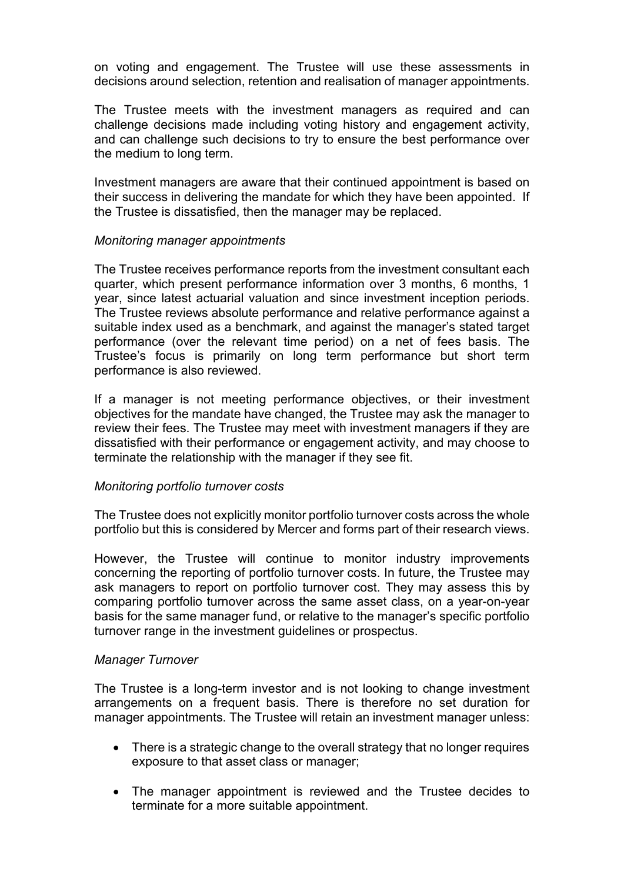on voting and engagement. The Trustee will use these assessments in decisions around selection, retention and realisation of manager appointments.

The Trustee meets with the investment managers as required and can challenge decisions made including voting history and engagement activity, and can challenge such decisions to try to ensure the best performance over the medium to long term.

Investment managers are aware that their continued appointment is based on their success in delivering the mandate for which they have been appointed. If the Trustee is dissatisfied, then the manager may be replaced.

*Monitoring manager appointments*

The Trustee receives performance reports from the investment consultant each quarter, which present performance information over 3 months, 6 months, 1 year, since latest actuarial valuation and since investment inception periods. The Trustee reviews absolute performance and relative performance against a suitable index used as a benchmark, and against the manager's stated target performance (over the relevant time period) on a net of fees basis. The Trustee's focus is primarily on long term performance but short term performance is also reviewed.

If a manager is not meeting performance objectives, or their investment objectives for the mandate have changed, the Trustee may ask the manager to review their fees. The Trustee may meet with investment managers if they are dissatisfied with their performance or engagement activity, and may choose to terminate the relationship with the manager if they see fit.

*Monitoring portfolio turnover costs*

The Trustee does not explicitly monitor portfolio turnover costs across the whole portfolio but this is considered by Mercer and forms part of their research views.

However, the Trustee will continue to monitor industry improvements concerning the reporting of portfolio turnover costs. In future, the Trustee may ask managers to report on portfolio turnover cost. They may assess this by comparing portfolio turnover across the same asset class, on a year-on-year basis for the same manager fund, or relative to the manager's specific portfolio turnover range in the investment guidelines or prospectus.

*Manager Turnover*

The Trustee is a long-term investor and is not looking to change investment arrangements on a frequent basis. There is therefore no set duration for manager appointments. The Trustee will retain an investment manager unless:

- There is a strategic change to the overall strategy that no longer requires exposure to that asset class or manager;
- The manager appointment is reviewed and the Trustee decides to terminate for a more suitable appointment.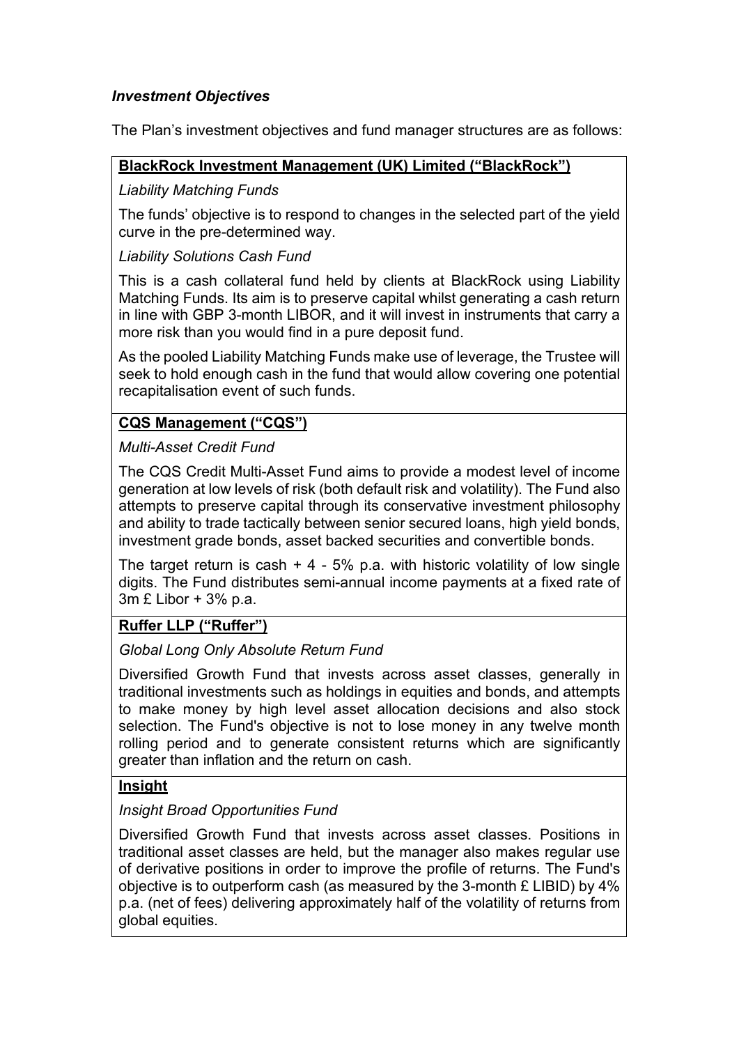***Investment Objectives***

The Plan's investment objectives and fund manager structures are as follows:

**BlackRock Investment Management (UK) Limited ("BlackRock")**

*Liability Matching Funds*

The funds' objective is to respond to changes in the selected part of the yield curve in the pre-determined way.

*Liability Solutions Cash Fund*

This is a cash collateral fund held by clients at BlackRock using Liability Matching Funds. Its aim is to preserve capital whilst generating a cash return in line with GBP 3-month LIBOR, and it will invest in instruments that carry a more risk than you would find in a pure deposit fund.

As the pooled Liability Matching Funds make use of leverage, the Trustee will seek to hold enough cash in the fund that would allow covering one potential recapitalisation event of such funds.

**CQS Management ("CQS")**

*Multi-Asset Credit Fund*

The CQS Credit Multi-Asset Fund aims to provide a modest level of income generation at low levels of risk (both default risk and volatility). The Fund also attempts to preserve capital through its conservative investment philosophy and ability to trade tactically between senior secured loans, high yield bonds, investment grade bonds, asset backed securities and convertible bonds.

The target return is cash + 4 - 5% p.a. with historic volatility of low single digits. The Fund distributes semi-annual income payments at a fixed rate of 3m £ Libor + 3% p.a.

**Ruffer LLP ("Ruffer")**

*Global Long Only Absolute Return Fund*

Diversified Growth Fund that invests across asset classes, generally in traditional investments such as holdings in equities and bonds, and attempts to make money by high level asset allocation decisions and also stock selection. The Fund's objective is not to lose money in any twelve month rolling period and to generate consistent returns which are significantly greater than inflation and the return on cash.

**Insight**

*Insight Broad Opportunities Fund*

Diversified Growth Fund that invests across asset classes. Positions in traditional asset classes are held, but the manager also makes regular use of derivative positions in order to improve the profile of returns. The Fund's objective is to outperform cash (as measured by the 3-month £ LIBID) by 4% p.a. (net of fees) delivering approximately half of the volatility of returns from global equities.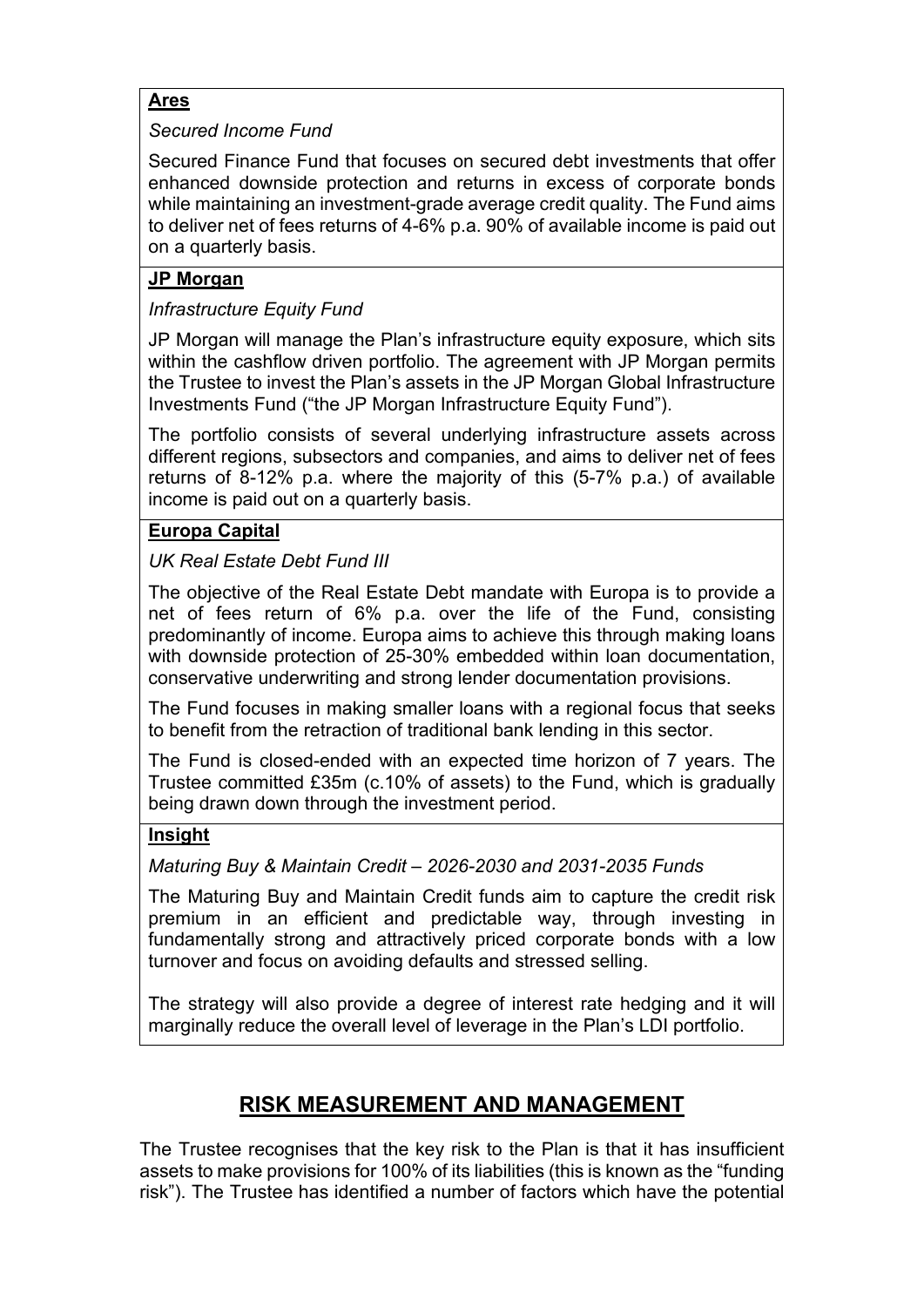**Ares**

*Secured Income Fund*

Secured Finance Fund that focuses on secured debt investments that offer enhanced downside protection and returns in excess of corporate bonds while maintaining an investment-grade average credit quality. The Fund aims to deliver net of fees returns of 4-6% p.a. 90% of available income is paid out on a quarterly basis.

**JP Morgan**

*Infrastructure Equity Fund*

JP Morgan will manage the Plan's infrastructure equity exposure, which sits within the cashflow driven portfolio. The agreement with JP Morgan permits the Trustee to invest the Plan's assets in the JP Morgan Global Infrastructure Investments Fund ("the JP Morgan Infrastructure Equity Fund").

The portfolio consists of several underlying infrastructure assets across different regions, subsectors and companies, and aims to deliver net of fees returns of 8-12% p.a. where the majority of this (5-7% p.a.) of available income is paid out on a quarterly basis.

**Europa Capital**

*UK Real Estate Debt Fund III*

The objective of the Real Estate Debt mandate with Europa is to provide a net of fees return of 6% p.a. over the life of the Fund, consisting predominantly of income. Europa aims to achieve this through making loans with downside protection of 25-30% embedded within loan documentation, conservative underwriting and strong lender documentation provisions.

The Fund focuses in making smaller loans with a regional focus that seeks to benefit from the retraction of traditional bank lending in this sector.

The Fund is closed-ended with an expected time horizon of 7 years. The Trustee committed £35m (c.10% of assets) to the Fund, which is gradually being drawn down through the investment period.

**Insight**

*Maturing Buy & Maintain Credit – 2026-2030 and 2031-2035 Funds*

The Maturing Buy and Maintain Credit funds aim to capture the credit risk premium in an efficient and predictable way, through investing in fundamentally strong and attractively priced corporate bonds with a low turnover and focus on avoiding defaults and stressed selling.

The strategy will also provide a degree of interest rate hedging and it will marginally reduce the overall level of leverage in the Plan's LDI portfolio.

## RISK MEASUREMENT AND MANAGEMENT

The Trustee recognises that the key risk to the Plan is that it has insufficient assets to make provisions for 100% of its liabilities (this is known as the "funding risk"). The Trustee has identified a number of factors which have the potential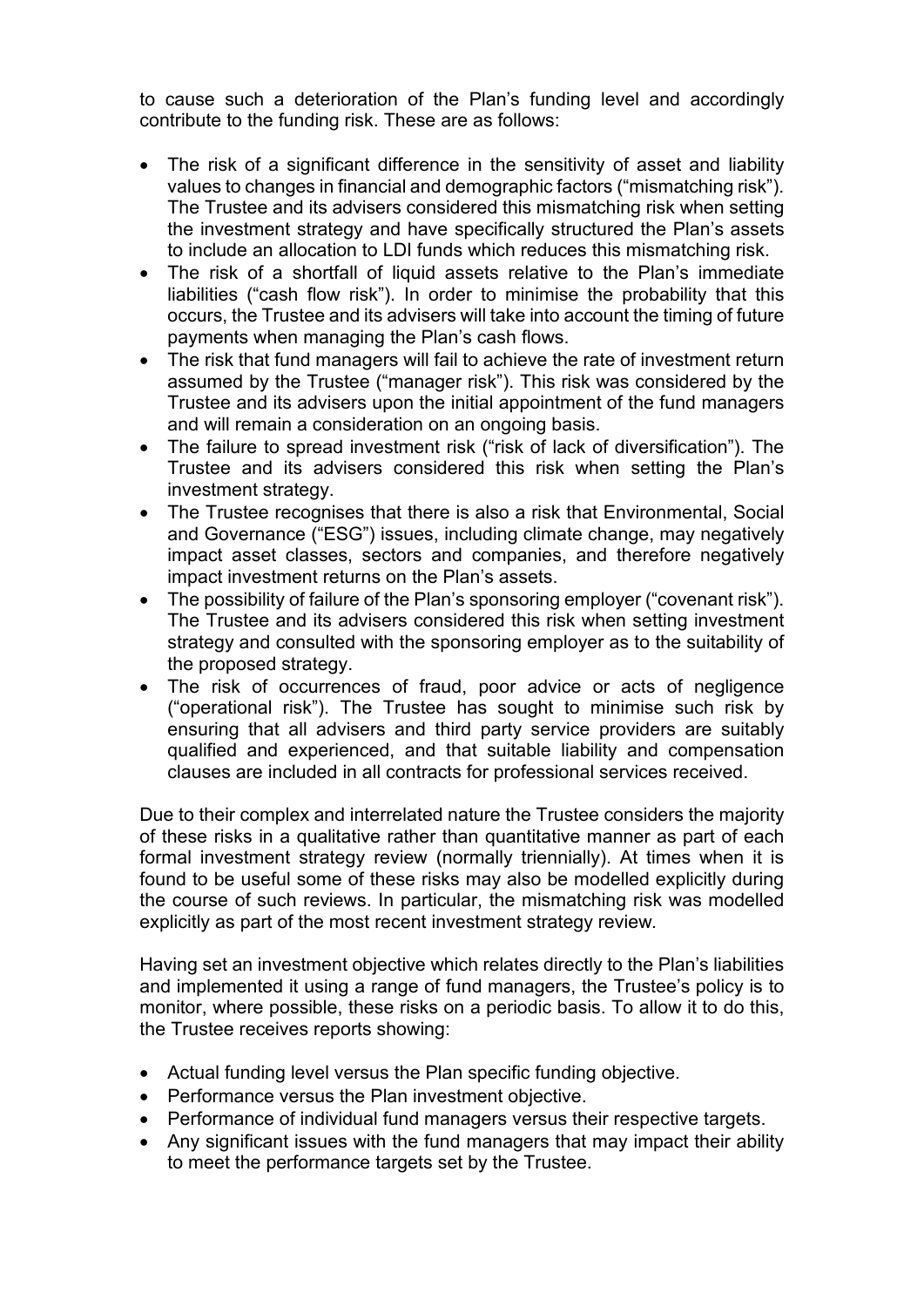to cause such a deterioration of the Plan's funding level and accordingly contribute to the funding risk. These are as follows:

- The risk of a significant difference in the sensitivity of asset and liability values to changes in financial and demographic factors ("mismatching risk"). The Trustee and its advisers considered this mismatching risk when setting the investment strategy and have specifically structured the Plan's assets to include an allocation to LDI funds which reduces this mismatching risk.
- The risk of a shortfall of liquid assets relative to the Plan's immediate liabilities ("cash flow risk"). In order to minimise the probability that this occurs, the Trustee and its advisers will take into account the timing of future payments when managing the Plan's cash flows.
- The risk that fund managers will fail to achieve the rate of investment return assumed by the Trustee ("manager risk"). This risk was considered by the Trustee and its advisers upon the initial appointment of the fund managers and will remain a consideration on an ongoing basis.
- The failure to spread investment risk ("risk of lack of diversification"). The Trustee and its advisers considered this risk when setting the Plan's investment strategy.
- The Trustee recognises that there is also a risk that Environmental, Social and Governance ("ESG") issues, including climate change, may negatively impact asset classes, sectors and companies, and therefore negatively impact investment returns on the Plan's assets.
- The possibility of failure of the Plan's sponsoring employer ("covenant risk"). The Trustee and its advisers considered this risk when setting investment strategy and consulted with the sponsoring employer as to the suitability of the proposed strategy.
- The risk of occurrences of fraud, poor advice or acts of negligence ("operational risk"). The Trustee has sought to minimise such risk by ensuring that all advisers and third party service providers are suitably qualified and experienced, and that suitable liability and compensation clauses are included in all contracts for professional services received.

Due to their complex and interrelated nature the Trustee considers the majority of these risks in a qualitative rather than quantitative manner as part of each formal investment strategy review (normally triennially). At times when it is found to be useful some of these risks may also be modelled explicitly during the course of such reviews. In particular, the mismatching risk was modelled explicitly as part of the most recent investment strategy review.

Having set an investment objective which relates directly to the Plan's liabilities and implemented it using a range of fund managers, the Trustee's policy is to monitor, where possible, these risks on a periodic basis. To allow it to do this, the Trustee receives reports showing:

- Actual funding level versus the Plan specific funding objective.
- Performance versus the Plan investment objective.
- Performance of individual fund managers versus their respective targets.
- Any significant issues with the fund managers that may impact their ability to meet the performance targets set by the Trustee.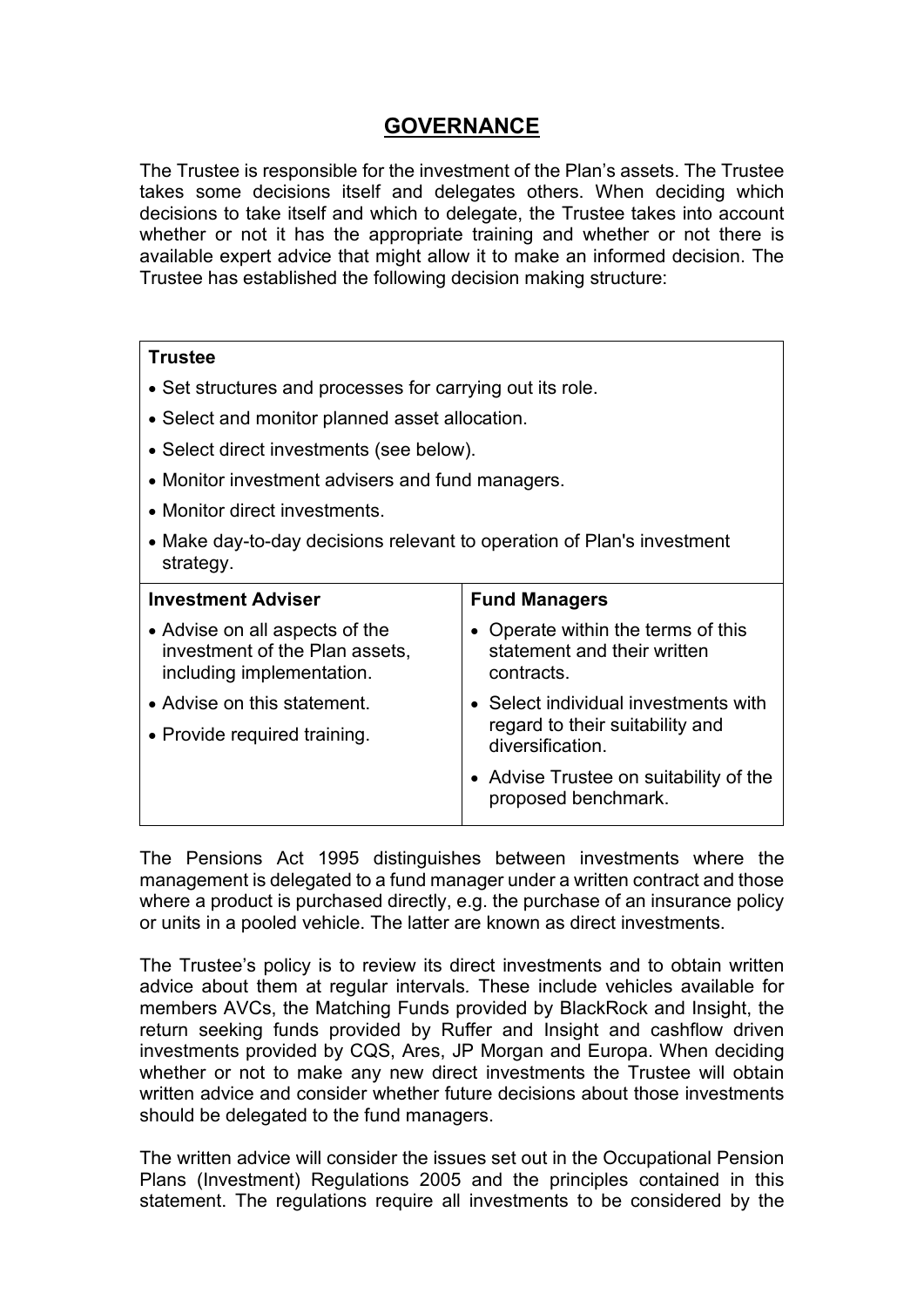# GOVERNANCE

The Trustee is responsible for the investment of the Plan's assets. The Trustee takes some decisions itself and delegates others. When deciding which decisions to take itself and which to delegate, the Trustee takes into account whether or not it has the appropriate training and whether or not there is available expert advice that might allow it to make an informed decision. The Trustee has established the following decision making structure:

| **Trustee** | |
|---|---|
| • Set structures and processes for carrying out its role.<br>• Select and monitor planned asset allocation.<br>• Select direct investments (see below).<br>• Monitor investment advisers and fund managers.<br>• Monitor direct investments.<br>• Make day-to-day decisions relevant to operation of Plan's investment strategy. | |
| **Investment Adviser** | **Fund Managers** |
| • Advise on all aspects of the investment of the Plan assets, including implementation.<br>• Advise on this statement.<br>• Provide required training. | • Operate within the terms of this statement and their written contracts.<br>• Select individual investments with regard to their suitability and diversification.<br>• Advise Trustee on suitability of the proposed benchmark. |

The Pensions Act 1995 distinguishes between investments where the management is delegated to a fund manager under a written contract and those where a product is purchased directly, e.g. the purchase of an insurance policy or units in a pooled vehicle. The latter are known as direct investments.

The Trustee's policy is to review its direct investments and to obtain written advice about them at regular intervals. These include vehicles available for members AVCs, the Matching Funds provided by BlackRock and Insight, the return seeking funds provided by Ruffer and Insight and cashflow driven investments provided by CQS, Ares, JP Morgan and Europa. When deciding whether or not to make any new direct investments the Trustee will obtain written advice and consider whether future decisions about those investments should be delegated to the fund managers.

The written advice will consider the issues set out in the Occupational Pension Plans (Investment) Regulations 2005 and the principles contained in this statement. The regulations require all investments to be considered by the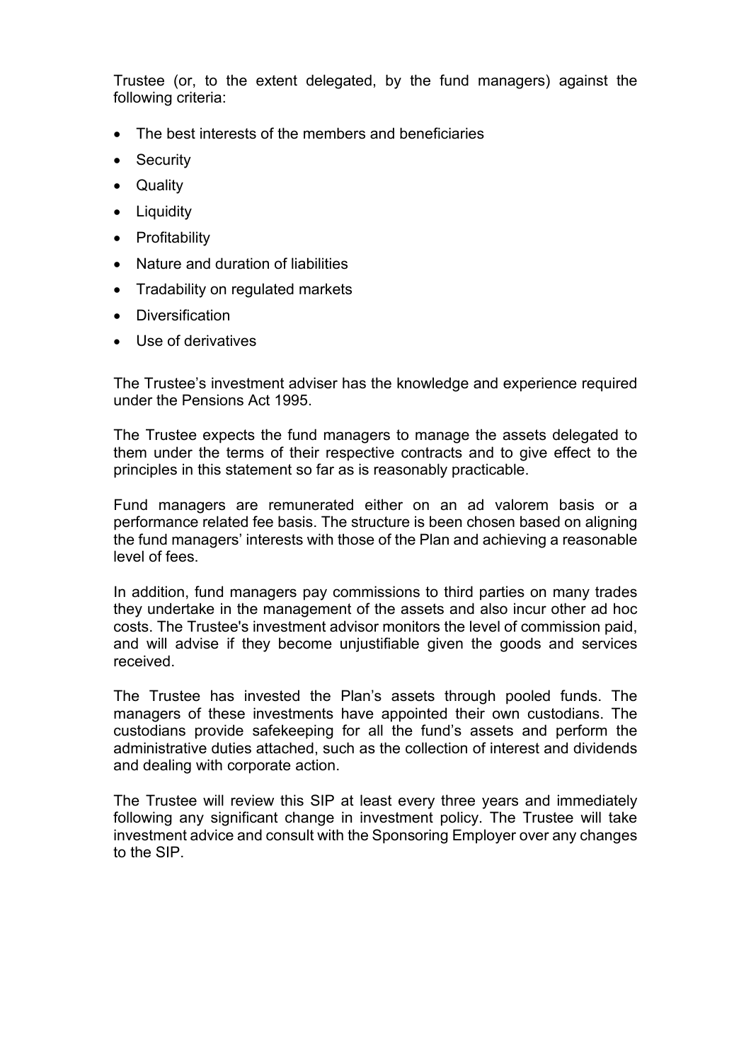Trustee (or, to the extent delegated, by the fund managers) against the following criteria:

- The best interests of the members and beneficiaries
- Security
- Quality
- Liquidity
- Profitability
- Nature and duration of liabilities
- Tradability on regulated markets
- Diversification
- Use of derivatives

The Trustee's investment adviser has the knowledge and experience required under the Pensions Act 1995.

The Trustee expects the fund managers to manage the assets delegated to them under the terms of their respective contracts and to give effect to the principles in this statement so far as is reasonably practicable.

Fund managers are remunerated either on an ad valorem basis or a performance related fee basis. The structure is been chosen based on aligning the fund managers' interests with those of the Plan and achieving a reasonable level of fees.

In addition, fund managers pay commissions to third parties on many trades they undertake in the management of the assets and also incur other ad hoc costs. The Trustee's investment advisor monitors the level of commission paid, and will advise if they become unjustifiable given the goods and services received.

The Trustee has invested the Plan's assets through pooled funds. The managers of these investments have appointed their own custodians. The custodians provide safekeeping for all the fund's assets and perform the administrative duties attached, such as the collection of interest and dividends and dealing with corporate action.

The Trustee will review this SIP at least every three years and immediately following any significant change in investment policy. The Trustee will take investment advice and consult with the Sponsoring Employer over any changes to the SIP.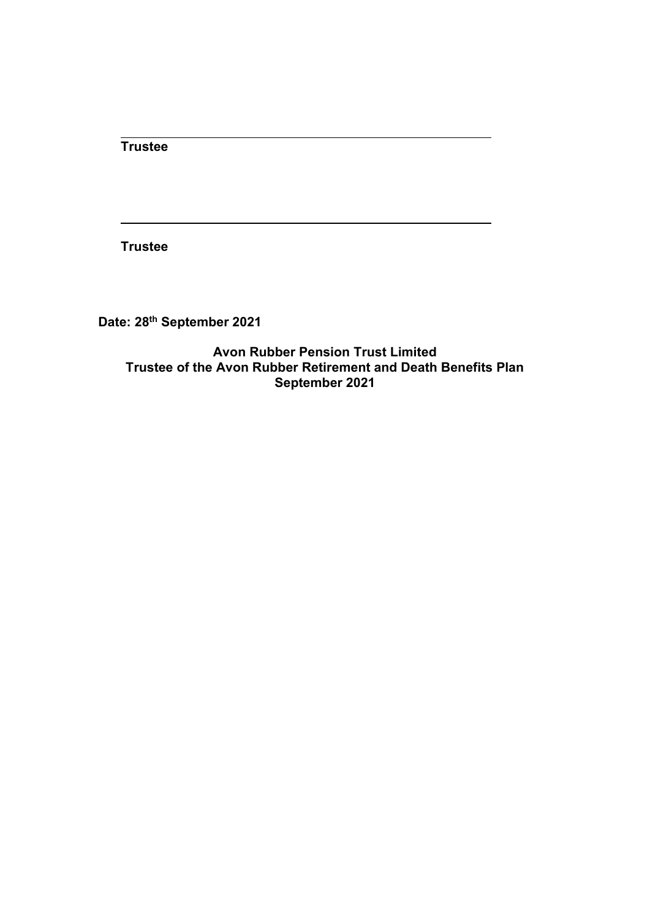______________________________________________

**Trustee**

______________________________________________

**Trustee**

**Date: 28th September 2021**

**Avon Rubber Pension Trust Limited**
**Trustee of the Avon Rubber Retirement and Death Benefits Plan**
**September 2021**